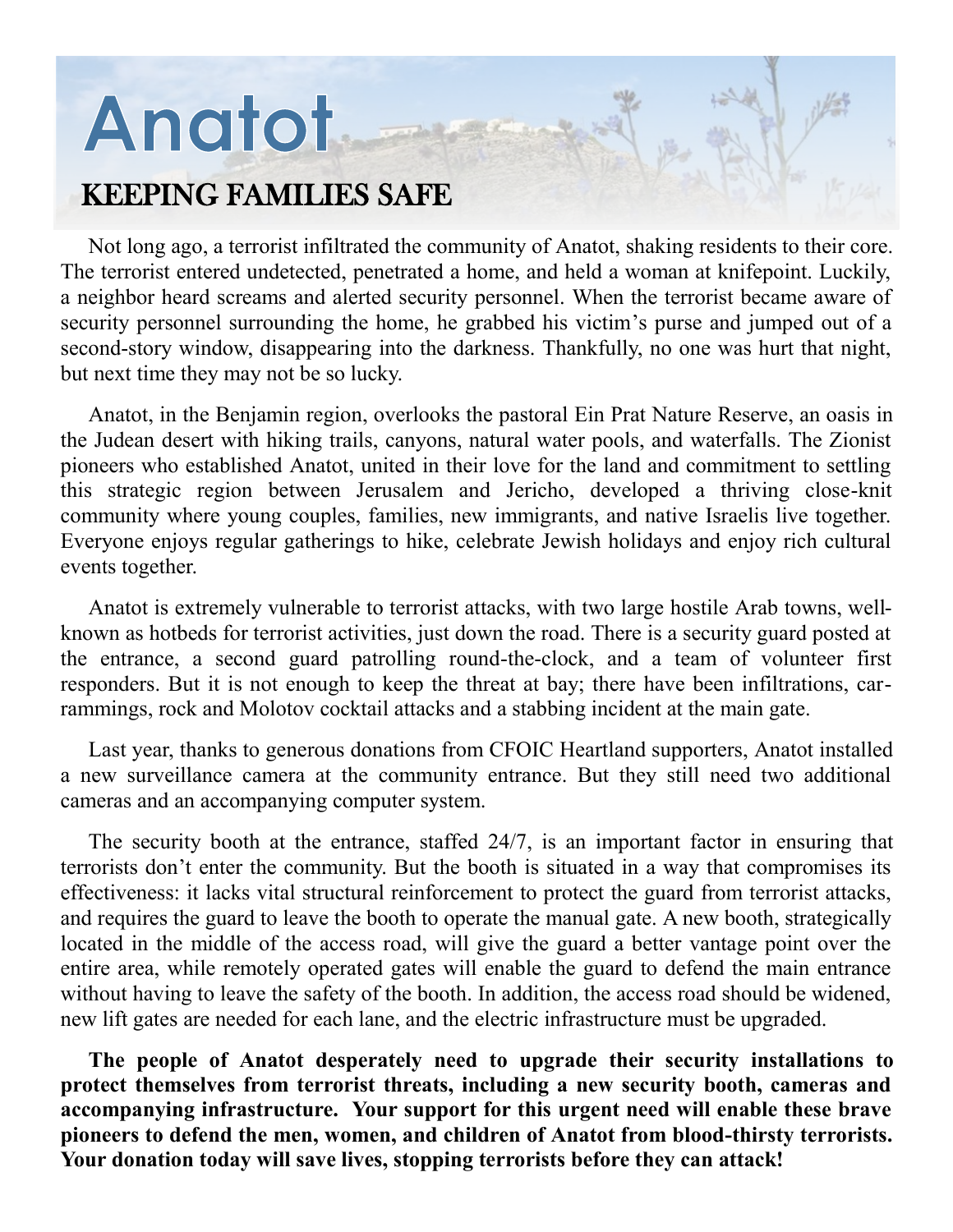# Anatot

## KEEPING FAMILIES SAFE

Not long ago, a terrorist infiltrated the community of Anatot, shaking residents to their core. The terrorist entered undetected, penetrated a home, and held a woman at knifepoint. Luckily, a neighbor heard screams and alerted security personnel. When the terrorist became aware of security personnel surrounding the home, he grabbed his victim's purse and jumped out of a second-story window, disappearing into the darkness. Thankfully, no one was hurt that night, but next time they may not be so lucky.

Anatot, in the Benjamin region, overlooks the pastoral Ein Prat Nature Reserve, an oasis in the Judean desert with hiking trails, canyons, natural water pools, and waterfalls. The Zionist pioneers who established Anatot, united in their love for the land and commitment to settling this strategic region between Jerusalem and Jericho, developed a thriving close-knit community where young couples, families, new immigrants, and native Israelis live together. Everyone enjoys regular gatherings to hike, celebrate Jewish holidays and enjoy rich cultural events together.

Anatot is extremely vulnerable to terrorist attacks, with two large hostile Arab towns, well-known as hotbeds for terrorist activities, just down the road. There is a security guard posted at the entrance, a second guard patrolling round-the-clock, and a team of volunteer first responders. But it is not enough to keep the threat at bay; there have been infiltrations, car-rammings, rock and Molotov cocktail attacks and a stabbing incident at the main gate.

Last year, thanks to generous donations from CFOIC Heartland supporters, Anatot installed a new surveillance camera at the community entrance. But they still need two additional cameras and an accompanying computer system.

The security booth at the entrance, staffed 24/7, is an important factor in ensuring that terrorists don't enter the community. But the booth is situated in a way that compromises its effectiveness: it lacks vital structural reinforcement to protect the guard from terrorist attacks, and requires the guard to leave the booth to operate the manual gate. A new booth, strategically located in the middle of the access road, will give the guard a better vantage point over the entire area, while remotely operated gates will enable the guard to defend the main entrance without having to leave the safety of the booth. In addition, the access road should be widened, new lift gates are needed for each lane, and the electric infrastructure must be upgraded.

**The people of Anatot desperately need to upgrade their security installations to protect themselves from terrorist threats, including a new security booth, cameras and accompanying infrastructure. Your support for this urgent need will enable these brave pioneers to defend the men, women, and children of Anatot from blood-thirsty terrorists. Your donation today will save lives, stopping terrorists before they can attack!**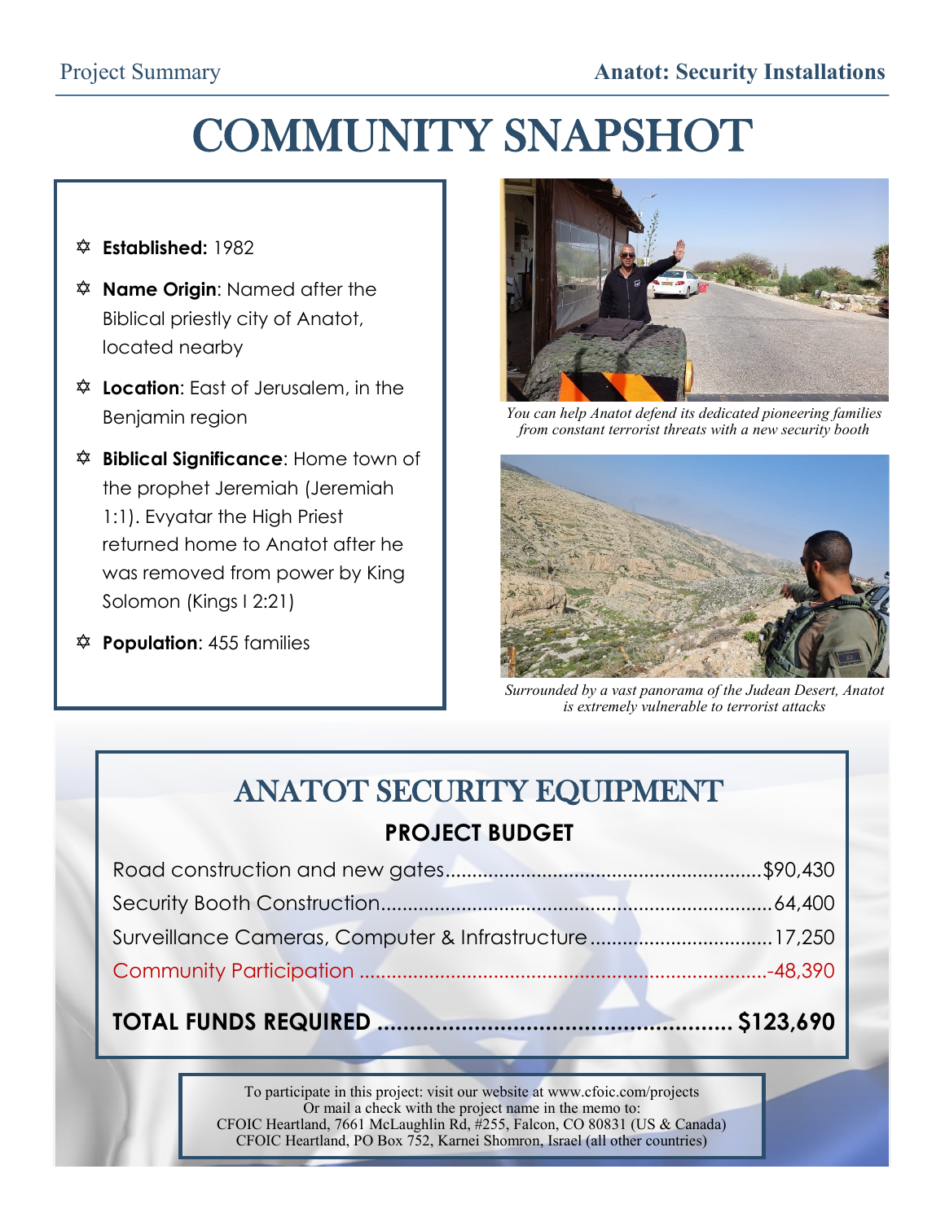# COMMUNITY SNAPSHOT

- **Established:** 1982
- **Name Origin**: Named after the Biblical priestly city of Anatot, located nearby
- **Location**: East of Jerusalem, in the Benjamin region
- **Biblical Significance**: Home town of the prophet Jeremiah (Jeremiah 1:1). Evyatar the High Priest returned home to Anatot after he was removed from power by King Solomon (Kings I 2:21)
- **Population**: 455 families

*You can help Anatot defend its dedicated pioneering families from constant terrorist threats with a new security booth*

*Surrounded by a vast panorama of the Judean Desert, Anatot is extremely vulnerable to terrorist attacks*

## ANATOT SECURITY EQUIPMENT

### PROJECT BUDGET

| | |
|---|---|
| Road construction and new gates | $90,430 |
| Security Booth Construction | 64,400 |
| Surveillance Cameras, Computer & Infrastructure | 17,250 |
| Community Participation | -48,390 |
| **TOTAL FUNDS REQUIRED** | **$123,690** |

To participate in this project: visit our website at www.cfoic.com/projects
Or mail a check with the project name in the memo to:
CFOIC Heartland, 7661 McLaughlin Rd, #255, Falcon, CO 80831 (US & Canada)
CFOIC Heartland, PO Box 752, Karnei Shomron, Israel (all other countries)